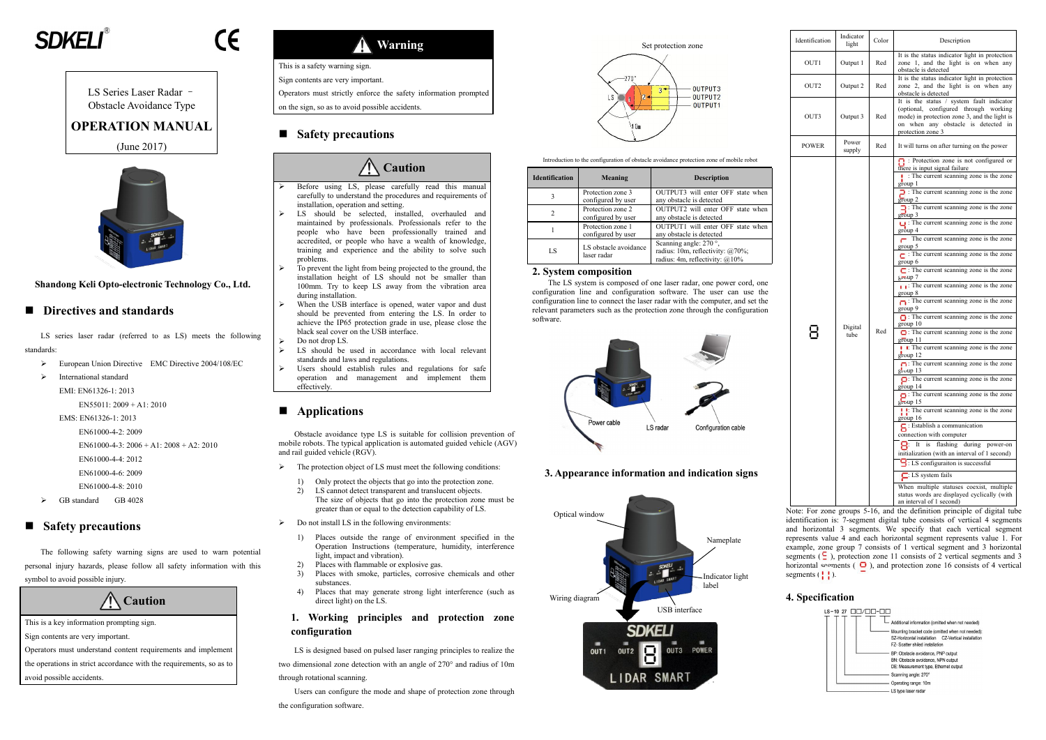SDKELI®

CE

LS Series Laser Radar – Obstacle Avoidance Type

# OPERATION MANUAL

(June 2017)

**Shandong Keli Opto-electronic Technology Co., Ltd.**

## Directives and standards

LS series laser radar (referred to as LS) meets the following standards:

- European Union Directive EMC Directive 2004/108/EC
- International standard
  - EMI: EN61326-1: 2013
    - EN55011: 2009 + A1: 2010
  - EMS: EN61326-1: 2013
    - EN61000-4-2: 2009
    - EN61000-4-3: 2006 + A1: 2008 + A2: 2010
    - EN61000-4-4: 2012
    - EN61000-4-6: 2009
    - EN61000-4-8: 2010
- GB standard GB 4028

## Safety precautions

The following safety warning signs are used to warn potential personal injury hazards, please follow all safety information with this symbol to avoid possible injury.

**⚠ Caution**

This is a key information prompting sign.

Sign contents are very important.

Operators must understand control requirements and implement the operations in strict accordance with the requirements, so as to avoid possible accidents.

**⚠ Warning**

This is a safety warning sign.

Sign contents are very important.

Operators must strictly enforce the safety information prompted on the sign, so as to avoid possible accidents.

## Safety precautions

**⚠ Caution**

- Before using LS, please carefully read this manual carefully to understand the procedures and requirements of installation, operation and setting.
- LS should be selected, installed, overhauled and maintained by professionals. Professionals refer to the people who have been professionally trained and accredited, or people who have a wealth of knowledge, training and experience and the ability to solve such problems.
- To prevent the light from being projected to the ground, the installation height of LS should not be smaller than 100mm. Try to keep LS away from the vibration area during installation.
- When the USB interface is opened, water vapor and dust should be prevented from entering the LS. In order to achieve the IP65 protection grade in use, please close the black seal cover on the USB interface.
- Do not drop LS.
- LS should be used in accordance with local relevant standards and laws and regulations.
- Users should establish rules and regulations for safe operation and management and implement them effectively.

## Applications

Obstacle avoidance type LS is suitable for collision prevention of mobile robots. The typical application is automated guided vehicle (AGV) and rail guided vehicle (RGV).

- The protection object of LS must meet the following conditions:
  1) Only protect the objects that go into the protection zone.
  2) LS cannot detect transparent and translucent objects. The size of objects that go into the protection zone must be greater than or equal to the detection capability of LS.
- Do not install LS in the following environments:
  1) Places outside the range of environment specified in the Operation Instructions (temperature, humidity, interference light, impact and vibration).
  2) Places with flammable or explosive gas.
  3) Places with smoke, particles, corrosive chemicals and other substances.
  4) Places that may generate strong light interference (such as direct light) on the LS.

### 1. Working principles and protection zone configuration

LS is based on pulsed laser ranging principles to realize the two dimensional zone detection with an angle of 270° and radius of 10m through rotational scanning.

Users can configure the mode and shape of protection zone through the configuration software.

Set protection zone

270° LS 1 2 3 OUTPUT3 OUTPUT2 OUTPUT1 10m

Introduction to the configuration of obstacle avoidance protection zone of mobile robot

| Identification | Meaning | Description |
|---|---|---|
| 3 | Protection zone 3 configured by user | OUTPUT3 will enter OFF state when any obstacle is detected |
| 2 | Protection zone 2 configured by user | OUTPUT2 will enter OFF state when any obstacle is detected |
| 1 | Protection zone 1 configured by user | OUTPUT1 will enter OFF state when any obstacle is detected |
| LS | LS obstacle avoidance laser radar | Scanning angle: 270°; radius: 10m, reflectivity: @70%; radius: 4m, reflectivity: @10% |

### 2. System composition

The LS system is composed of one laser radar, one power cord, one configuration line and configuration software. The user can use the configuration line to connect the laser radar with the computer, and set the relevant parameters such as the protection zone through the configuration software.

Power cable LS radar Configuration cable

### 3. Appearance information and indication signs

Optical window, Nameplate, Indicator light label, Wiring diagram, USB interface

SDKELI OUT1 OUT2 8 OUT3 POWER LIDAR SMART

| Identification | Indicator light | Color | Description |
|---|---|---|---|
| OUT1 | Output 1 | Red | It is the status indicator light in protection zone 1, and the light is on when any obstacle is detected |
| OUT2 | Output 2 | Red | It is the status indicator light in protection zone 2, and the light is on when any obstacle is detected |
| OUT3 | Output 3 | Red | It is the status / system fault indicator (optional, configured through working mode) in protection zone 3, and the light is on when any obstacle is detected in protection zone 3 |
| POWER | Power supply | Red | It will turns on after turning on the power |
| 8 | Digital tube | Red | : Protection zone is not configured or there is input signal failure |
| | | | : The current scanning zone is the zone group 1 |
| | | | : The current scanning zone is the zone group 2 |
| | | | : The current scanning zone is the zone group 3 |
| | | | : The current scanning zone is the zone group 4 |
| | | | : The current scanning zone is the zone group 5 |
| | | | : The current scanning zone is the zone group 6 |
| | | | : The current scanning zone is the zone group 7 |
| | | | : The current scanning zone is the zone group 8 |
| | | | : The current scanning zone is the zone group 9 |
| | | | : The current scanning zone is the zone group 10 |
| | | | : The current scanning zone is the zone group 11 |
| | | | : The current scanning zone is the zone group 12 |
| | | | : The current scanning zone is the zone group 13 |
| | | | : The current scanning zone is the zone group 14 |
| | | | : The current scanning zone is the zone group 15 |
| | | | : The current scanning zone is the zone group 16 |
| | | | : Establish a communication connection with computer |
| | | | : It is flashing during power-on initialization (with an interval of 1 second) |
| | | | : LS configuraiton is successful |
| | | | : LS system fails |
| | | | When multiple statuses coexist, multiple status words are displayed cyclically (with an interval of 1 second) |

Note: For zone groups 5-16, and the definition principle of digital tube identification is: 7-segment digital tube consists of vertical 4 segments and horizontal 3 segments. We specify that each vertical segment represents value 4 and each horizontal segment represents value 1. For example, zone group 7 consists of 1 vertical segment and 3 horizontal segments ( ), protection zone 11 consists of 2 vertical segments and 3 horizontal segments ( ), and protection zone 16 consists of 4 vertical segments ( ).

### 4. Specification

LS-10 27 □□/□□-□□

- Additional information (omitted when not needed)
- Mounting bracket code (omitted when not needed): SZ-Horizontal installation CZ-Vertical installation FZ- Scatter shied installation
- BP: Obstacle avoidance, PNP output; BN: Obstacle avoidance, NPN output; DE: Measurement type, Ethernet output
- Scanning angle: 270°
- Operating range: 10m
- LS type laser radar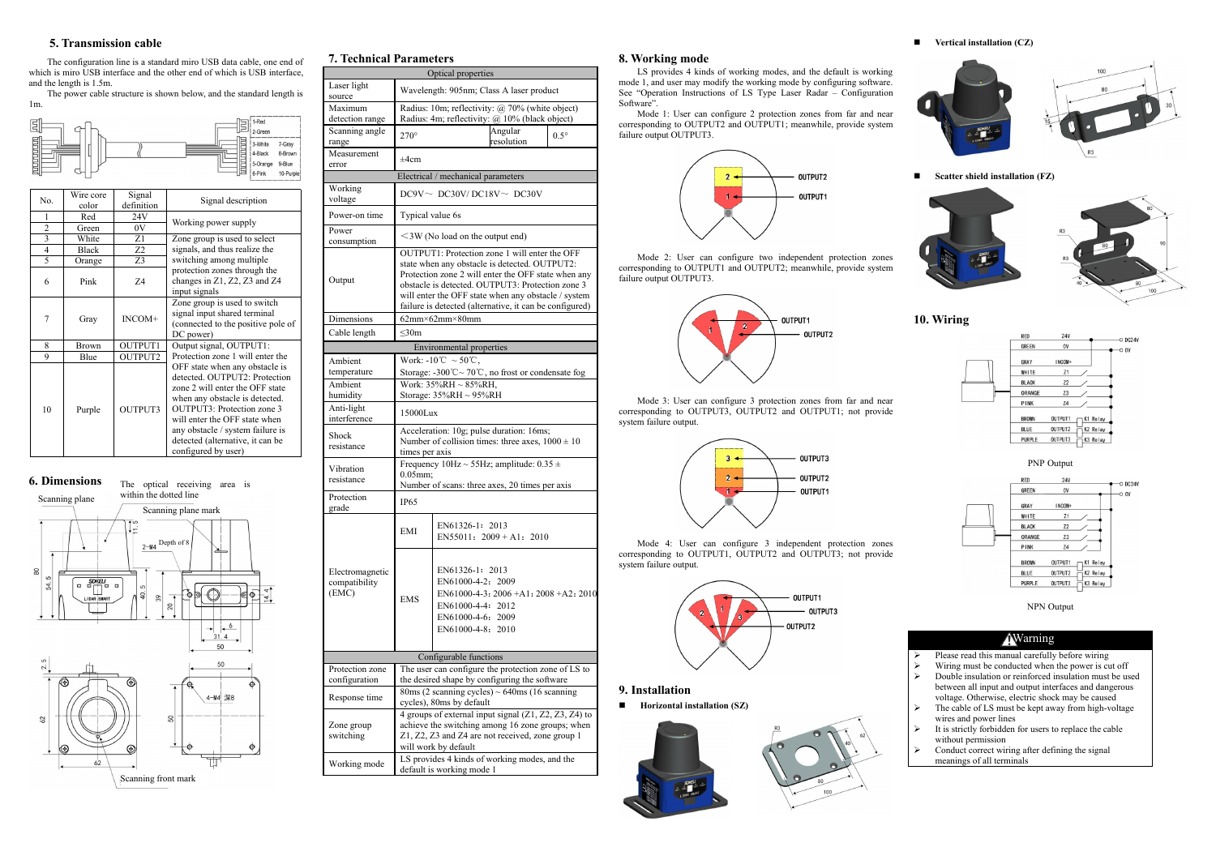## 5. Transmission cable

The configuration line is a standard miro USB data cable, one end of which is miro USB interface and the other end of which is USB interface, and the length is 1.5m.

The power cable structure is shown below, and the standard length is 1m.

1-Red
2-Green
3-White 7-Gray
4-Black 8-Brown
5-Orange 9-Blue
6-Pink 10-Purple

| No. | Wire core color | Signal definition | Signal description |
|---|---|---|---|
| 1 | Red | 24V | Working power supply |
| 2 | Green | 0V | |
| 3 | White | Z1 | Zone group is used to select signals, and thus realize the switching among multiple protection zones through the changes in Z1, Z2, Z3 and Z4 input signals |
| 4 | Black | Z2 | |
| 5 | Orange | Z3 | |
| 6 | Pink | Z4 | |
| 7 | Gray | INCOM+ | Zone group is used to switch signal input shared terminal (connected to the positive pole of DC power) |
| 8 | Brown | OUTPUT1 | Output signal, OUTPUT1: Protection zone 1 will enter the OFF state when any obstacle is detected. OUTPUT2: Protection zone 2 will enter the OFF state when any obstacle is detected. OUTPUT3: Protection zone 3 will enter the OFF state when any obstacle / system failure is detected (alternative, it can be configured by user) |
| 9 | Blue | OUTPUT2 | |
| 10 | Purple | OUTPUT3 | |

## 6. Dimensions

The optical receiving area is within the dotted line

Scanning plane

Scanning plane mark

2-M4 Depth of 8

4-M4 深8

Scanning front mark

80 54.5 40.5 39 20 14.4 11.5 6 31.4 50 2.5 62 50 62

## 7. Technical Parameters

| | | | | |
|---|---|---|---|---|
| **Optical properties** | | | | |
| Laser light source | Wavelength: 905nm; Class A laser product | | | |
| Maximum detection range | Radius: 10m; reflectivity: @ 70% (white object)<br>Radius: 4m; reflectivity: @ 10% (black object) | | | |
| Scanning angle range | 270° | Angular resolution | 0.5° | |
| Measurement error | ±4cm | | | |
| **Electrical / mechanical parameters** | | | | |
| Working voltage | DC9V～ DC30V/ DC18V～ DC30V | | | |
| Power-on time | Typical value 6s | | | |
| Power consumption | ＜3W (No load on the output end) | | | |
| Output | OUTPUT1: Protection zone 1 will enter the OFF state when any obstacle is detected. OUTPUT2: Protection zone 2 will enter the OFF state when any obstacle is detected. OUTPUT3: Protection zone 3 will enter the OFF state when any obstacle / system failure is detected (alternative, it can be configured) | | | |
| Dimensions | 62mm×62mm×80mm | | | |
| Cable length | ≤30m | | | |
| **Environmental properties** | | | | |
| Ambient temperature | Work: -10℃ ～50℃,<br>Storage: -300℃～ 70℃, no frost or condensate fog | | | |
| Ambient humidity | Work: 35%RH ~ 85%RH,<br>Storage: 35%RH ~ 95%RH | | | |
| Anti-light interference | 15000Lux | | | |
| Shock resistance | Acceleration: 10g; pulse duration: 16ms;<br>Number of collision times: three axes, 1000 ± 10 times per axis | | | |
| Vibration resistance | Frequency 10Hz ~ 55Hz; amplitude: 0.35 ± 0.05mm;<br>Number of scans: three axes, 20 times per axis | | | |
| Protection grade | IP65 | | | |
| Electromagnetic compatibility (EMC) | EMI | EN61326-1：2013<br>EN55011：2009 + A1：2010 | | |
| | EMS | EN61326-1：2013<br>EN61000-4-2：2009<br>EN61000-4-3：2006 +A1：2008 +A2：2010<br>EN61000-4-4：2012<br>EN61000-4-6：2009<br>EN61000-4-8：2010 | | |
| **Configurable functions** | | | | |
| Protection zone configuration | The user can configure the protection zone of LS to the desired shape by configuring the software | | | |
| Response time | 80ms (2 scanning cycles) ~ 640ms (16 scanning cycles), 80ms by default | | | |
| Zone group switching | 4 groups of external input signal (Z1, Z2, Z3, Z4) to achieve the switching among 16 zone groups; when Z1, Z2, Z3 and Z4 are not received, zone group 1 will work by default | | | |
| Working mode | LS provides 4 kinds of working modes, and the default is working mode 1 | | | |

## 8. Working mode

LS provides 4 kinds of working modes, and the default is working mode 1, and user may modify the working mode by configuring software. See "Operation Instructions of LS Type Laser Radar – Configuration Software".

Mode 1: User can configure 2 protection zones from far and near corresponding to OUTPUT2 and OUTPUT1; meanwhile, provide system failure output OUTPUT3.

2 OUTPUT2
1 OUTPUT1

Mode 2: User can configure two independent protection zones corresponding to OUTPUT1 and OUTPUT2; meanwhile, provide system failure output OUTPUT3.

1 2 OUTPUT1 OUTPUT2

Mode 3: User can configure 3 protection zones from far and near corresponding to OUTPUT3, OUTPUT2 and OUTPUT1; not provide system failure output.

3 OUTPUT3
2 OUTPUT2
1 OUTPUT1

Mode 4: User can configure 3 independent protection zones corresponding to OUTPUT1, OUTPUT2 and OUTPUT3; not provide system failure output.

2 1 3 OUTPUT1 OUTPUT3 OUTPUT2

## 9. Installation

- **Horizontal installation (SZ)**

R3 62 40 80 100

- **Vertical installation (CZ)**

100 80 30 15 R3

- **Scatter shield installation (FZ)**

80 R3 60 90 R3 40 80 100

## 10. Wiring

RED 24V DC24V
GREEN 0V 0V
GRAY INCOM+
WHITE Z1
BLACK Z2
ORANGE Z3
PINK Z4
BROWN OUTPUT1 K1 Relay
BLUE OUTPUT2 K2 Relay
PURPLE OUTPUT3 K3 Relay

PNP Output

RED 24V DC24V
GREEN 0V 0V
GRAY INCOM+
WHITE Z1
BLACK Z2
ORANGE Z3
PINK Z4
BROWN OUTPUT1 K1 Relay
BLUE OUTPUT2 K2 Relay
PURPLE OUTPUT3 K3 Relay

NPN Output

### ⚠Warning

- Please read this manual carefully before wiring
- Wiring must be conducted when the power is cut off
- Double insulation or reinforced insulation must be used between all input and output interfaces and dangerous voltage. Otherwise, electric shock may be caused
- The cable of LS must be kept away from high-voltage wires and power lines
- It is strictly forbidden for users to replace the cable without permission
- Conduct correct wiring after defining the signal meanings of all terminals